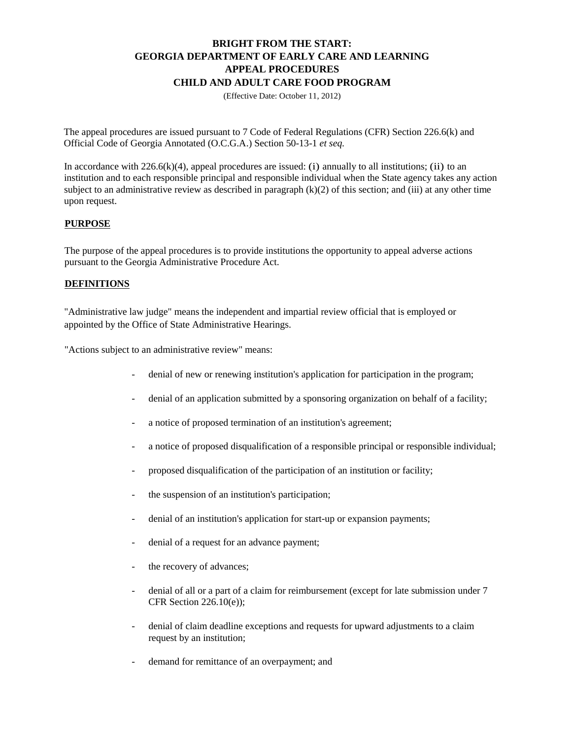**BRIGHT FROM THE START:**
**GEORGIA DEPARTMENT OF EARLY CARE AND LEARNING**
**APPEAL PROCEDURES**
**CHILD AND ADULT CARE FOOD PROGRAM**

(Effective Date: October 11, 2012)

The appeal procedures are issued pursuant to 7 Code of Federal Regulations (CFR) Section 226.6(k) and Official Code of Georgia Annotated (O.C.G.A.) Section 50-13-1 *et seq.*

In accordance with 226.6(k)(4), appeal procedures are issued: (i) annually to all institutions; (ii) to an institution and to each responsible principal and responsible individual when the State agency takes any action subject to an administrative review as described in paragraph (k)(2) of this section; and (iii) at any other time upon request.

## PURPOSE

The purpose of the appeal procedures is to provide institutions the opportunity to appeal adverse actions pursuant to the Georgia Administrative Procedure Act.

## DEFINITIONS

"Administrative law judge" means the independent and impartial review official that is employed or appointed by the Office of State Administrative Hearings.

"Actions subject to an administrative review" means:

- denial of new or renewing institution's application for participation in the program;
- denial of an application submitted by a sponsoring organization on behalf of a facility;
- a notice of proposed termination of an institution's agreement;
- a notice of proposed disqualification of a responsible principal or responsible individual;
- proposed disqualification of the participation of an institution or facility;
- the suspension of an institution's participation;
- denial of an institution's application for start-up or expansion payments;
- denial of a request for an advance payment;
- the recovery of advances;
- denial of all or a part of a claim for reimbursement (except for late submission under 7 CFR Section 226.10(e));
- denial of claim deadline exceptions and requests for upward adjustments to a claim request by an institution;
- demand for remittance of an overpayment; and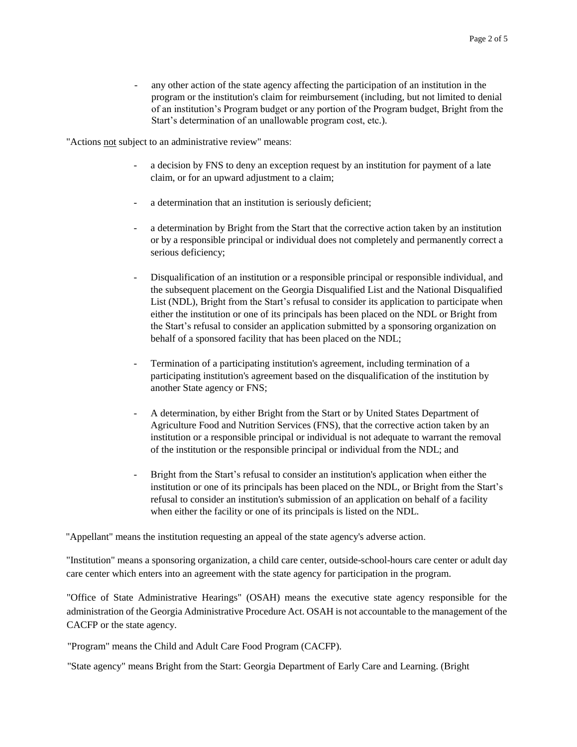- any other action of the state agency affecting the participation of an institution in the program or the institution's claim for reimbursement (including, but not limited to denial of an institution's Program budget or any portion of the Program budget, Bright from the Start's determination of an unallowable program cost, etc.).

"Actions not subject to an administrative review" means:

- a decision by FNS to deny an exception request by an institution for payment of a late claim, or for an upward adjustment to a claim;
- a determination that an institution is seriously deficient;
- a determination by Bright from the Start that the corrective action taken by an institution or by a responsible principal or individual does not completely and permanently correct a serious deficiency;
- Disqualification of an institution or a responsible principal or responsible individual, and the subsequent placement on the Georgia Disqualified List and the National Disqualified List (NDL), Bright from the Start's refusal to consider its application to participate when either the institution or one of its principals has been placed on the NDL or Bright from the Start's refusal to consider an application submitted by a sponsoring organization on behalf of a sponsored facility that has been placed on the NDL;
- Termination of a participating institution's agreement, including termination of a participating institution's agreement based on the disqualification of the institution by another State agency or FNS;
- A determination, by either Bright from the Start or by United States Department of Agriculture Food and Nutrition Services (FNS), that the corrective action taken by an institution or a responsible principal or individual is not adequate to warrant the removal of the institution or the responsible principal or individual from the NDL; and
- Bright from the Start's refusal to consider an institution's application when either the institution or one of its principals has been placed on the NDL, or Bright from the Start's refusal to consider an institution's submission of an application on behalf of a facility when either the facility or one of its principals is listed on the NDL.

"Appellant" means the institution requesting an appeal of the state agency's adverse action.

"Institution" means a sponsoring organization, a child care center, outside-school-hours care center or adult day care center which enters into an agreement with the state agency for participation in the program.

"Office of State Administrative Hearings" (OSAH) means the executive state agency responsible for the administration of the Georgia Administrative Procedure Act. OSAH is not accountable to the management of the CACFP or the state agency.

"Program" means the Child and Adult Care Food Program (CACFP).

"State agency" means Bright from the Start: Georgia Department of Early Care and Learning. (Bright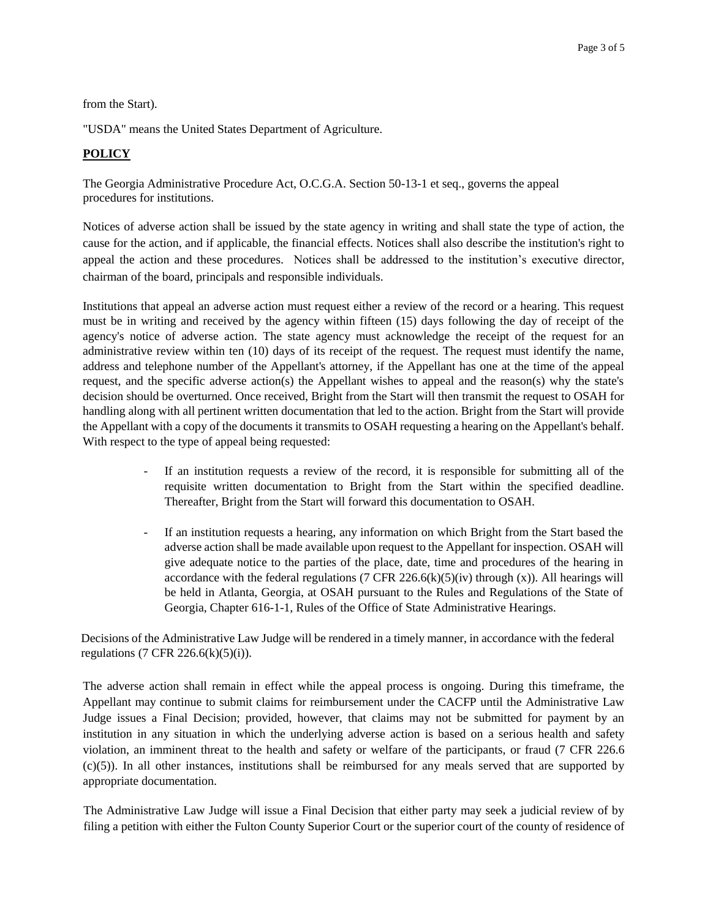from the Start).

"USDA" means the United States Department of Agriculture.

## **POLICY**

The Georgia Administrative Procedure Act, O.C.G.A. Section 50-13-1 et seq., governs the appeal procedures for institutions.

Notices of adverse action shall be issued by the state agency in writing and shall state the type of action, the cause for the action, and if applicable, the financial effects. Notices shall also describe the institution's right to appeal the action and these procedures. Notices shall be addressed to the institution's executive director, chairman of the board, principals and responsible individuals.

Institutions that appeal an adverse action must request either a review of the record or a hearing. This request must be in writing and received by the agency within fifteen (15) days following the day of receipt of the agency's notice of adverse action. The state agency must acknowledge the receipt of the request for an administrative review within ten (10) days of its receipt of the request. The request must identify the name, address and telephone number of the Appellant's attorney, if the Appellant has one at the time of the appeal request, and the specific adverse action(s) the Appellant wishes to appeal and the reason(s) why the state's decision should be overturned. Once received, Bright from the Start will then transmit the request to OSAH for handling along with all pertinent written documentation that led to the action. Bright from the Start will provide the Appellant with a copy of the documents it transmits to OSAH requesting a hearing on the Appellant's behalf. With respect to the type of appeal being requested:

- If an institution requests a review of the record, it is responsible for submitting all of the requisite written documentation to Bright from the Start within the specified deadline. Thereafter, Bright from the Start will forward this documentation to OSAH.

- If an institution requests a hearing, any information on which Bright from the Start based the adverse action shall be made available upon request to the Appellant for inspection. OSAH will give adequate notice to the parties of the place, date, time and procedures of the hearing in accordance with the federal regulations (7 CFR 226.6(k)(5)(iv) through (x)). All hearings will be held in Atlanta, Georgia, at OSAH pursuant to the Rules and Regulations of the State of Georgia, Chapter 616-1-1, Rules of the Office of State Administrative Hearings.

Decisions of the Administrative Law Judge will be rendered in a timely manner, in accordance with the federal regulations (7 CFR 226.6(k)(5)(i)).

The adverse action shall remain in effect while the appeal process is ongoing. During this timeframe, the Appellant may continue to submit claims for reimbursement under the CACFP until the Administrative Law Judge issues a Final Decision; provided, however, that claims may not be submitted for payment by an institution in any situation in which the underlying adverse action is based on a serious health and safety violation, an imminent threat to the health and safety or welfare of the participants, or fraud (7 CFR 226.6 (c)(5)). In all other instances, institutions shall be reimbursed for any meals served that are supported by appropriate documentation.

The Administrative Law Judge will issue a Final Decision that either party may seek a judicial review of by filing a petition with either the Fulton County Superior Court or the superior court of the county of residence of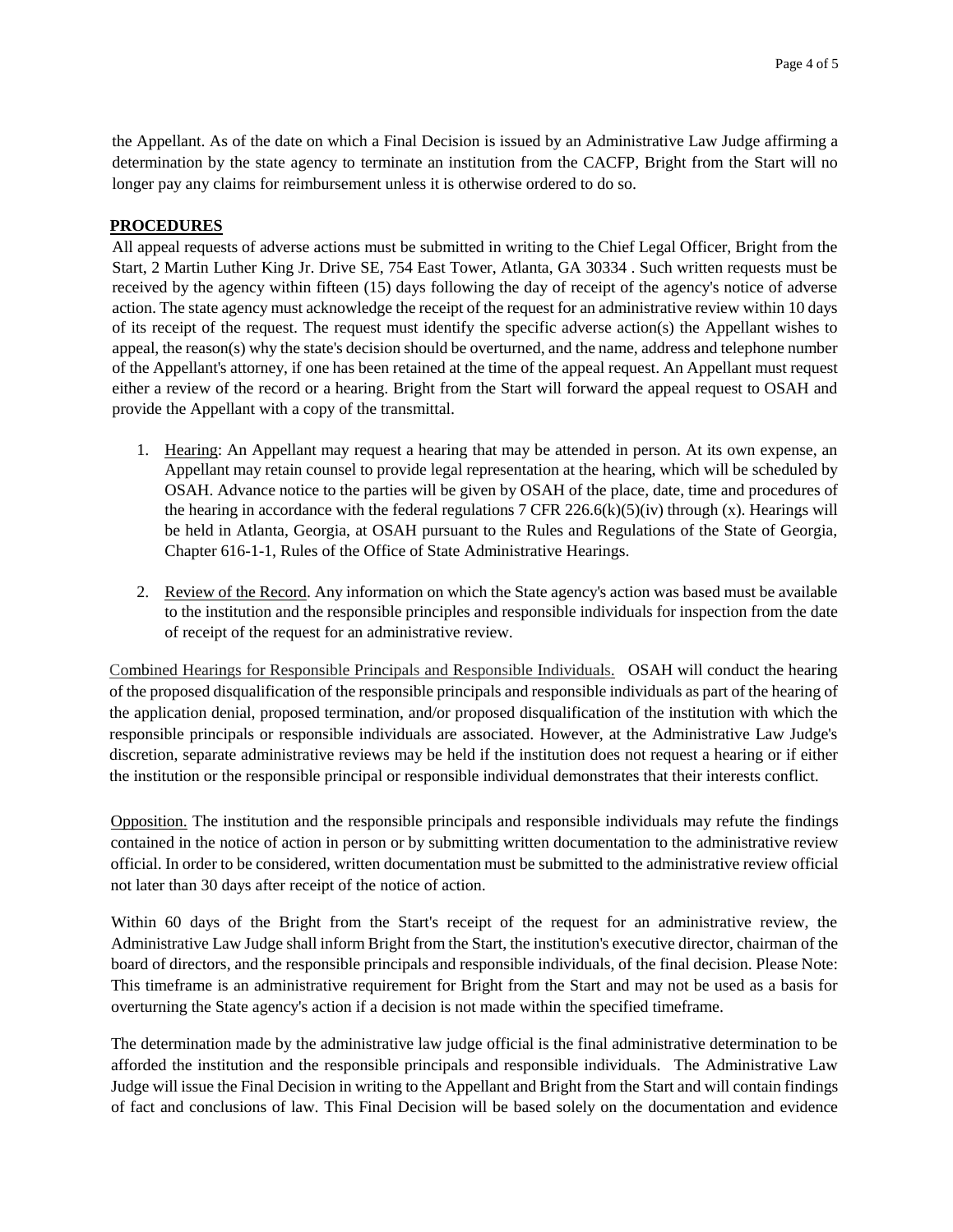the Appellant. As of the date on which a Final Decision is issued by an Administrative Law Judge affirming a determination by the state agency to terminate an institution from the CACFP, Bright from the Start will no longer pay any claims for reimbursement unless it is otherwise ordered to do so.

## PROCEDURES

All appeal requests of adverse actions must be submitted in writing to the Chief Legal Officer, Bright from the Start, 2 Martin Luther King Jr. Drive SE, 754 East Tower, Atlanta, GA 30334 . Such written requests must be received by the agency within fifteen (15) days following the day of receipt of the agency's notice of adverse action. The state agency must acknowledge the receipt of the request for an administrative review within 10 days of its receipt of the request. The request must identify the specific adverse action(s) the Appellant wishes to appeal, the reason(s) why the state's decision should be overturned, and the name, address and telephone number of the Appellant's attorney, if one has been retained at the time of the appeal request. An Appellant must request either a review of the record or a hearing. Bright from the Start will forward the appeal request to OSAH and provide the Appellant with a copy of the transmittal.

1. Hearing: An Appellant may request a hearing that may be attended in person. At its own expense, an Appellant may retain counsel to provide legal representation at the hearing, which will be scheduled by OSAH. Advance notice to the parties will be given by OSAH of the place, date, time and procedures of the hearing in accordance with the federal regulations 7 CFR 226.6(k)(5)(iv) through (x). Hearings will be held in Atlanta, Georgia, at OSAH pursuant to the Rules and Regulations of the State of Georgia, Chapter 616-1-1, Rules of the Office of State Administrative Hearings.

2. Review of the Record. Any information on which the State agency's action was based must be available to the institution and the responsible principles and responsible individuals for inspection from the date of receipt of the request for an administrative review.

Combined Hearings for Responsible Principals and Responsible Individuals. OSAH will conduct the hearing of the proposed disqualification of the responsible principals and responsible individuals as part of the hearing of the application denial, proposed termination, and/or proposed disqualification of the institution with which the responsible principals or responsible individuals are associated. However, at the Administrative Law Judge's discretion, separate administrative reviews may be held if the institution does not request a hearing or if either the institution or the responsible principal or responsible individual demonstrates that their interests conflict.

Opposition. The institution and the responsible principals and responsible individuals may refute the findings contained in the notice of action in person or by submitting written documentation to the administrative review official. In order to be considered, written documentation must be submitted to the administrative review official not later than 30 days after receipt of the notice of action.

Within 60 days of the Bright from the Start's receipt of the request for an administrative review, the Administrative Law Judge shall inform Bright from the Start, the institution's executive director, chairman of the board of directors, and the responsible principals and responsible individuals, of the final decision. Please Note: This timeframe is an administrative requirement for Bright from the Start and may not be used as a basis for overturning the State agency's action if a decision is not made within the specified timeframe.

The determination made by the administrative law judge official is the final administrative determination to be afforded the institution and the responsible principals and responsible individuals. The Administrative Law Judge will issue the Final Decision in writing to the Appellant and Bright from the Start and will contain findings of fact and conclusions of law. This Final Decision will be based solely on the documentation and evidence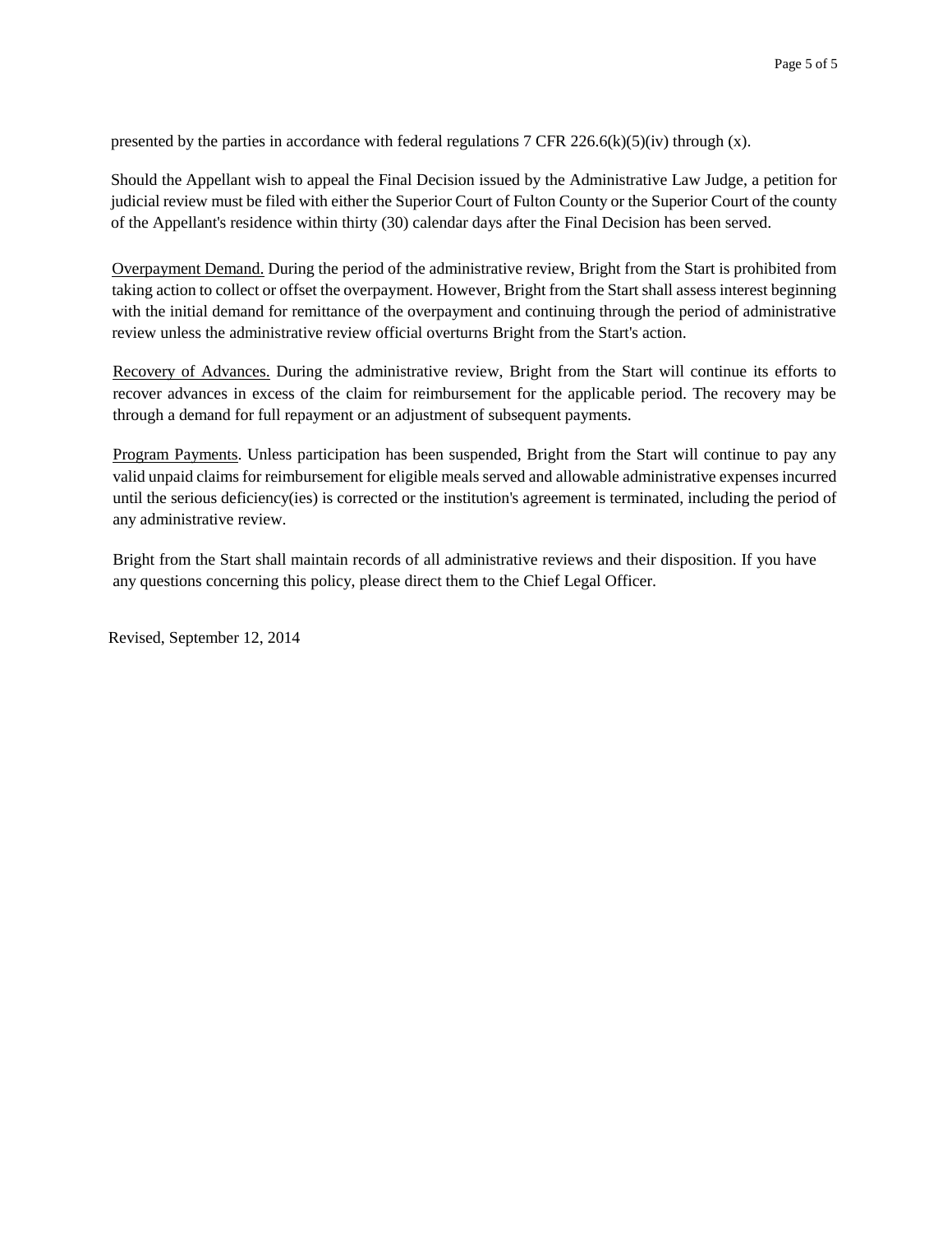presented by the parties in accordance with federal regulations 7 CFR 226.6(k)(5)(iv) through (x).

Should the Appellant wish to appeal the Final Decision issued by the Administrative Law Judge, a petition for judicial review must be filed with either the Superior Court of Fulton County or the Superior Court of the county of the Appellant's residence within thirty (30) calendar days after the Final Decision has been served.

Overpayment Demand. During the period of the administrative review, Bright from the Start is prohibited from taking action to collect or offset the overpayment. However, Bright from the Start shall assess interest beginning with the initial demand for remittance of the overpayment and continuing through the period of administrative review unless the administrative review official overturns Bright from the Start's action.

Recovery of Advances. During the administrative review, Bright from the Start will continue its efforts to recover advances in excess of the claim for reimbursement for the applicable period. The recovery may be through a demand for full repayment or an adjustment of subsequent payments.

Program Payments. Unless participation has been suspended, Bright from the Start will continue to pay any valid unpaid claims for reimbursement for eligible meals served and allowable administrative expenses incurred until the serious deficiency(ies) is corrected or the institution's agreement is terminated, including the period of any administrative review.

Bright from the Start shall maintain records of all administrative reviews and their disposition. If you have any questions concerning this policy, please direct them to the Chief Legal Officer.

Revised, September 12, 2014